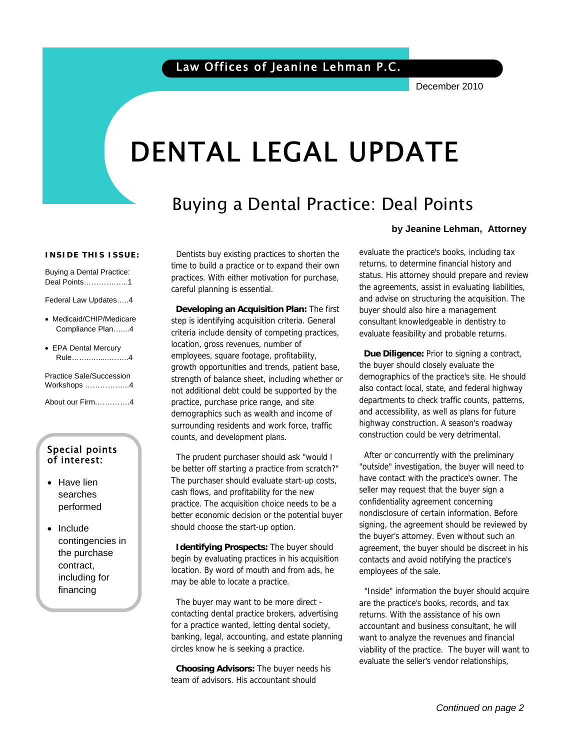Law Offices of Jeanine Lehman P.C.

December 2010

# DENTAL LEGAL UPDATE

## Buying a Dental Practice: Deal Points

**by Jeanine Lehman, Attorney**

**INSIDE THIS ISSUE:**

Buying a Dental Practice: Deal Points……………..1

Federal Law Updates…..4

- Medicaid/CHIP/Medicare Compliance Plan…....4
- EPA Dental Mercury Rule…………..……..4

Practice Sale/Succession Workshops ……………..4

About our Firm…………..4

**Special points of interest:**

- Have lien searches performed
- Include contingencies in the purchase contract, including for financing

Dentists buy existing practices to shorten the time to build a practice or to expand their own practices. With either motivation for purchase, careful planning is essential.

**Developing an Acquisition Plan:** The first step is identifying acquisition criteria. General criteria include density of competing practices, location, gross revenues, number of employees, square footage, profitability, growth opportunities and trends, patient base, strength of balance sheet, including whether or not additional debt could be supported by the practice, purchase price range, and site demographics such as wealth and income of surrounding residents and work force, traffic counts, and development plans.

The prudent purchaser should ask "would I be better off starting a practice from scratch?" The purchaser should evaluate start-up costs, cash flows, and profitability for the new practice. The acquisition choice needs to be a better economic decision or the potential buyer should choose the start-up option.

**Identifying Prospects:** The buyer should begin by evaluating practices in his acquisition location. By word of mouth and from ads, he may be able to locate a practice.

The buyer may want to be more direct - contacting dental practice brokers, advertising for a practice wanted, letting dental society, banking, legal, accounting, and estate planning circles know he is seeking a practice.

**Choosing Advisors:** The buyer needs his team of advisors. His accountant should evaluate the practice's books, including tax returns, to determine financial history and status. His attorney should prepare and review the agreements, assist in evaluating liabilities, and advise on structuring the acquisition. The buyer should also hire a management consultant knowledgeable in dentistry to evaluate feasibility and probable returns.

**Due Diligence:** Prior to signing a contract, the buyer should closely evaluate the demographics of the practice's site. He should also contact local, state, and federal highway departments to check traffic counts, patterns, and accessibility, as well as plans for future highway construction. A season's roadway construction could be very detrimental.

After or concurrently with the preliminary "outside" investigation, the buyer will need to have contact with the practice's owner. The seller may request that the buyer sign a confidentiality agreement concerning nondisclosure of certain information. Before signing, the agreement should be reviewed by the buyer's attorney. Even without such an agreement, the buyer should be discreet in his contacts and avoid notifying the practice's employees of the sale.

"Inside" information the buyer should acquire are the practice's books, records, and tax returns. With the assistance of his own accountant and business consultant, he will want to analyze the revenues and financial viability of the practice. The buyer will want to evaluate the seller's vendor relationships,

*Continued on page 2*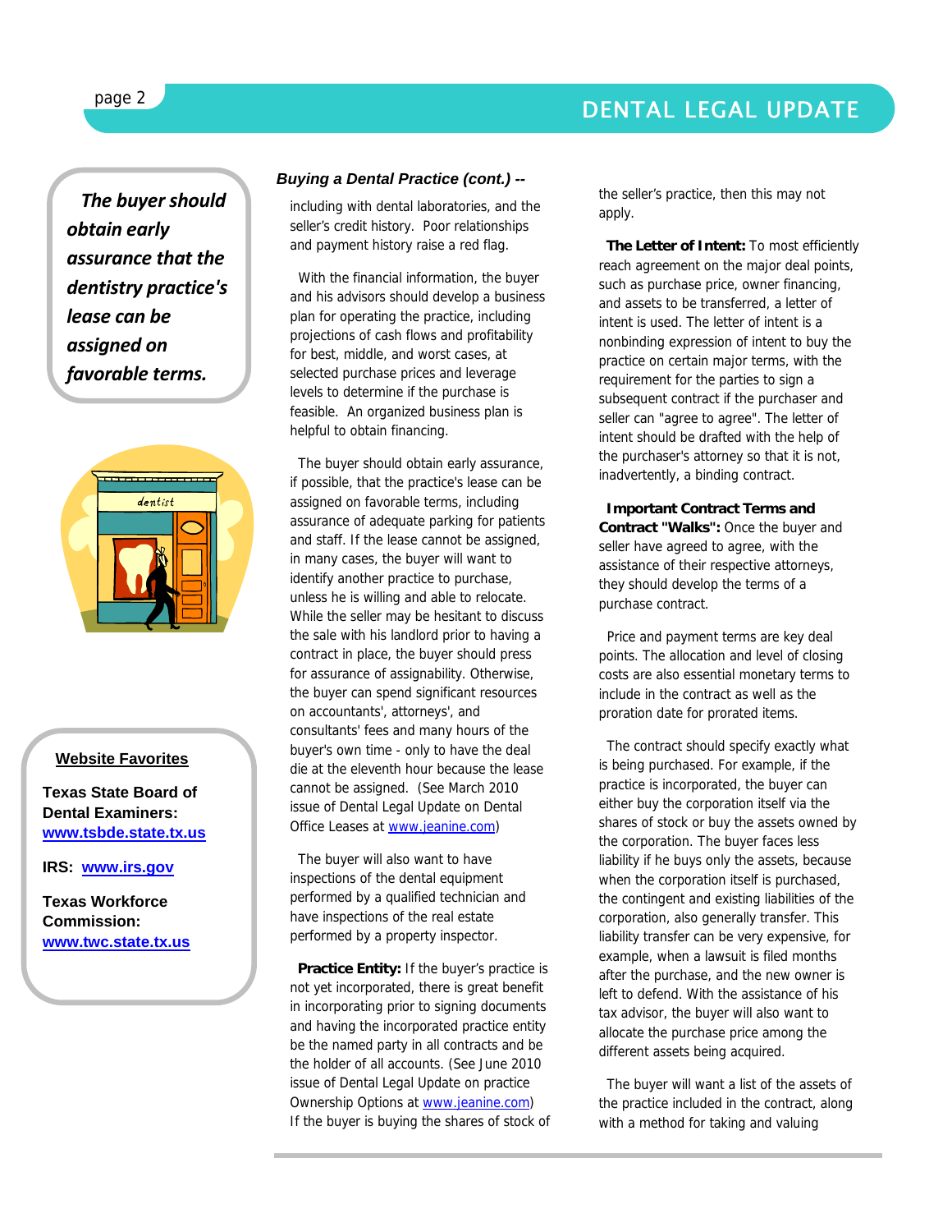*The buyer should obtain early assurance that the dentistry practice's lease can be assigned on favorable terms.*

**Website Favorites**

**Texas State Board of Dental Examiners:** **www.tsbde.state.tx.us**

**IRS: www.irs.gov**

**Texas Workforce Commission:** **www.twc.state.tx.us**

### *Buying a Dental Practice (cont.) --*

including with dental laboratories, and the seller's credit history. Poor relationships and payment history raise a red flag.

With the financial information, the buyer and his advisors should develop a business plan for operating the practice, including projections of cash flows and profitability for best, middle, and worst cases, at selected purchase prices and leverage levels to determine if the purchase is feasible. An organized business plan is helpful to obtain financing.

The buyer should obtain early assurance, if possible, that the practice's lease can be assigned on favorable terms, including assurance of adequate parking for patients and staff. If the lease cannot be assigned, in many cases, the buyer will want to identify another practice to purchase, unless he is willing and able to relocate. While the seller may be hesitant to discuss the sale with his landlord prior to having a contract in place, the buyer should press for assurance of assignability. Otherwise, the buyer can spend significant resources on accountants', attorneys', and consultants' fees and many hours of the buyer's own time - only to have the deal die at the eleventh hour because the lease cannot be assigned. (See March 2010 issue of Dental Legal Update on Dental Office Leases at www.jeanine.com)

The buyer will also want to have inspections of the dental equipment performed by a qualified technician and have inspections of the real estate performed by a property inspector.

**Practice Entity:** If the buyer's practice is not yet incorporated, there is great benefit in incorporating prior to signing documents and having the incorporated practice entity be the named party in all contracts and be the holder of all accounts. (See June 2010 issue of Dental Legal Update on practice Ownership Options at www.jeanine.com) If the buyer is buying the shares of stock of the seller's practice, then this may not apply.

**The Letter of Intent:** To most efficiently reach agreement on the major deal points, such as purchase price, owner financing, and assets to be transferred, a letter of intent is used. The letter of intent is a nonbinding expression of intent to buy the practice on certain major terms, with the requirement for the parties to sign a subsequent contract if the purchaser and seller can "agree to agree". The letter of intent should be drafted with the help of the purchaser's attorney so that it is not, inadvertently, a binding contract.

**Important Contract Terms and Contract "Walks":** Once the buyer and seller have agreed to agree, with the assistance of their respective attorneys, they should develop the terms of a purchase contract.

Price and payment terms are key deal points. The allocation and level of closing costs are also essential monetary terms to include in the contract as well as the proration date for prorated items.

The contract should specify exactly what is being purchased. For example, if the practice is incorporated, the buyer can either buy the corporation itself via the shares of stock or buy the assets owned by the corporation. The buyer faces less liability if he buys only the assets, because when the corporation itself is purchased, the contingent and existing liabilities of the corporation, also generally transfer. This liability transfer can be very expensive, for example, when a lawsuit is filed months after the purchase, and the new owner is left to defend. With the assistance of his tax advisor, the buyer will also want to allocate the purchase price among the different assets being acquired.

The buyer will want a list of the assets of the practice included in the contract, along with a method for taking and valuing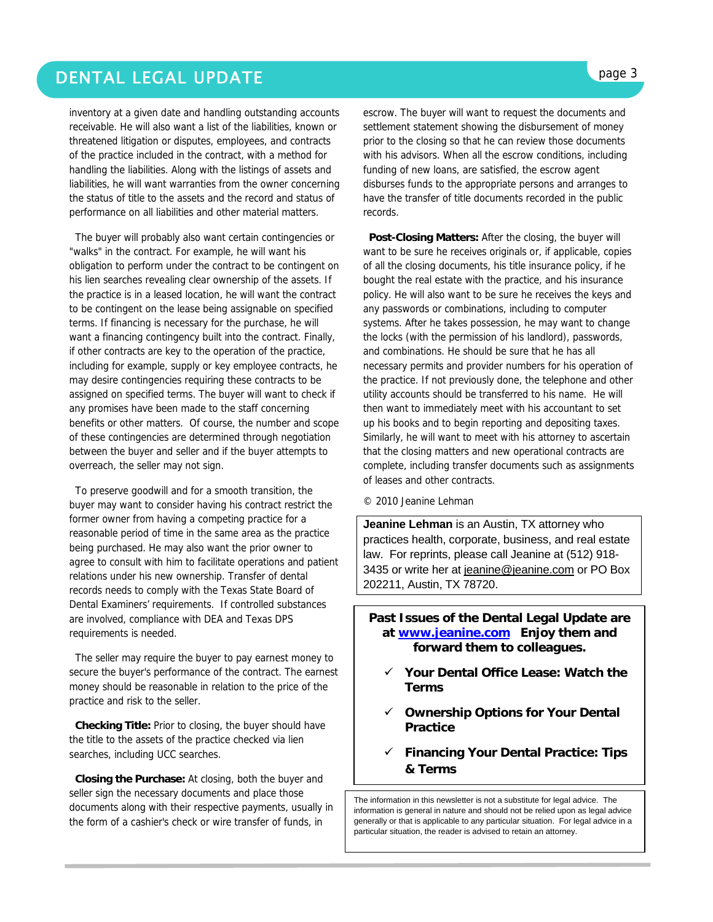inventory at a given date and handling outstanding accounts receivable. He will also want a list of the liabilities, known or threatened litigation or disputes, employees, and contracts of the practice included in the contract, with a method for handling the liabilities. Along with the listings of assets and liabilities, he will want warranties from the owner concerning the status of title to the assets and the record and status of performance on all liabilities and other material matters.

The buyer will probably also want certain contingencies or "walks" in the contract. For example, he will want his obligation to perform under the contract to be contingent on his lien searches revealing clear ownership of the assets. If the practice is in a leased location, he will want the contract to be contingent on the lease being assignable on specified terms. If financing is necessary for the purchase, he will want a financing contingency built into the contract. Finally, if other contracts are key to the operation of the practice, including for example, supply or key employee contracts, he may desire contingencies requiring these contracts to be assigned on specified terms. The buyer will want to check if any promises have been made to the staff concerning benefits or other matters. Of course, the number and scope of these contingencies are determined through negotiation between the buyer and seller and if the buyer attempts to overreach, the seller may not sign.

To preserve goodwill and for a smooth transition, the buyer may want to consider having his contract restrict the former owner from having a competing practice for a reasonable period of time in the same area as the practice being purchased. He may also want the prior owner to agree to consult with him to facilitate operations and patient relations under his new ownership. Transfer of dental records needs to comply with the Texas State Board of Dental Examiners' requirements. If controlled substances are involved, compliance with DEA and Texas DPS requirements is needed.

The seller may require the buyer to pay earnest money to secure the buyer's performance of the contract. The earnest money should be reasonable in relation to the price of the practice and risk to the seller.

**Checking Title:** Prior to closing, the buyer should have the title to the assets of the practice checked via lien searches, including UCC searches.

**Closing the Purchase:** At closing, both the buyer and seller sign the necessary documents and place those documents along with their respective payments, usually in the form of a cashier's check or wire transfer of funds, in escrow. The buyer will want to request the documents and settlement statement showing the disbursement of money prior to the closing so that he can review those documents with his advisors. When all the escrow conditions, including funding of new loans, are satisfied, the escrow agent disburses funds to the appropriate persons and arranges to have the transfer of title documents recorded in the public records.

**Post-Closing Matters:** After the closing, the buyer will want to be sure he receives originals or, if applicable, copies of all the closing documents, his title insurance policy, if he bought the real estate with the practice, and his insurance policy. He will also want to be sure he receives the keys and any passwords or combinations, including to computer systems. After he takes possession, he may want to change the locks (with the permission of his landlord), passwords, and combinations. He should be sure that he has all necessary permits and provider numbers for his operation of the practice. If not previously done, the telephone and other utility accounts should be transferred to his name. He will then want to immediately meet with his accountant to set up his books and to begin reporting and depositing taxes. Similarly, he will want to meet with his attorney to ascertain that the closing matters and new operational contracts are complete, including transfer documents such as assignments of leases and other contracts.

© 2010 Jeanine Lehman

**Jeanine Lehman** is an Austin, TX attorney who practices health, corporate, business, and real estate law. For reprints, please call Jeanine at (512) 918-3435 or write her at jeanine@jeanine.com or PO Box 202211, Austin, TX 78720.

**Past Issues of the Dental Legal Update are at www.jeanine.com Enjoy them and forward them to colleagues.**

- ✓ **Your Dental Office Lease: Watch the Terms**
- ✓ **Ownership Options for Your Dental Practice**
- ✓ **Financing Your Dental Practice: Tips & Terms**

The information in this newsletter is not a substitute for legal advice. The information is general in nature and should not be relied upon as legal advice generally or that is applicable to any particular situation. For legal advice in a particular situation, the reader is advised to retain an attorney.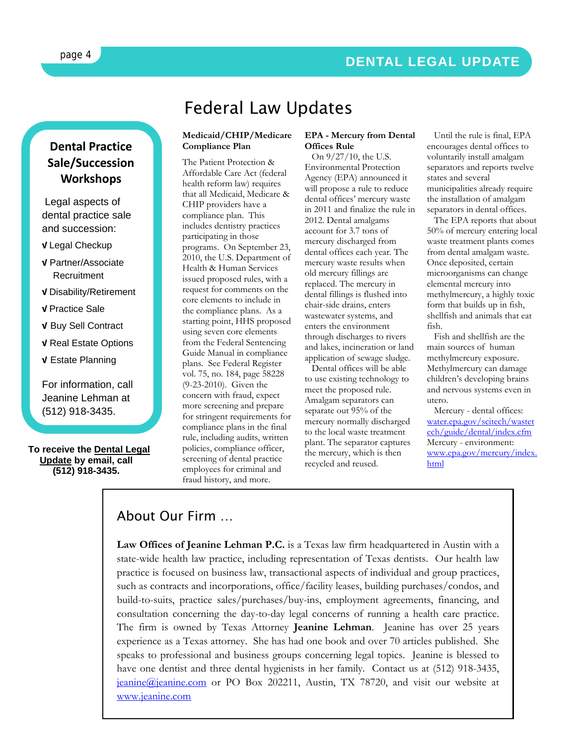# Federal Law Updates

## Dental Practice Sale/Succession Workshops

Legal aspects of dental practice sale and succession:

- √ Legal Checkup
- √ Partner/Associate Recruitment
- √ Disability/Retirement
- √ Practice Sale
- √ Buy Sell Contract
- √ Real Estate Options
- √ Estate Planning

For information, call Jeanine Lehman at (512) 918-3435.

**To receive the Dental Legal Update by email, call (512) 918-3435.**

### Medicaid/CHIP/Medicare Compliance Plan

The Patient Protection & Affordable Care Act (federal health reform law) requires that all Medicaid, Medicare & CHIP providers have a compliance plan. This includes dentistry practices participating in those programs. On September 23, 2010, the U.S. Department of Health & Human Services issued proposed rules, with a request for comments on the core elements to include in the compliance plans. As a starting point, HHS proposed using seven core elements from the Federal Sentencing Guide Manual in compliance plans. See Federal Register vol. 75, no. 184, page 58228 (9-23-2010). Given the concern with fraud, expect more screening and prepare for stringent requirements for compliance plans in the final rule, including audits, written policies, compliance officer, screening of dental practice employees for criminal and fraud history, and more.

### EPA - Mercury from Dental Offices Rule

On 9/27/10, the U.S. Environmental Protection Agency (EPA) announced it will propose a rule to reduce dental offices' mercury waste in 2011 and finalize the rule in 2012. Dental amalgams account for 3.7 tons of mercury discharged from dental offices each year. The mercury waste results when old mercury fillings are replaced. The mercury in dental fillings is flushed into chair-side drains, enters wastewater systems, and enters the environment through discharges to rivers and lakes, incineration or land application of sewage sludge.

Dental offices will be able to use existing technology to meet the proposed rule. Amalgam separators can separate out 95% of the mercury normally discharged to the local waste treatment plant. The separator captures the mercury, which is then recycled and reused.

Until the rule is final, EPA encourages dental offices to voluntarily install amalgam separators and reports twelve states and several municipalities already require the installation of amalgam separators in dental offices.

The EPA reports that about 50% of mercury entering local waste treatment plants comes from dental amalgam waste. Once deposited, certain microorganisms can change elemental mercury into methylmercury, a highly toxic form that builds up in fish, shellfish and animals that eat fish.

Fish and shellfish are the main sources of human methylmercury exposure. Methylmercury can damage children's developing brains and nervous systems even in utero.

Mercury - dental offices: water.epa.gov/scitech/wastetech/guide/dental/index.cfm
Mercury - environment: www.epa.gov/mercury/index.html

## About Our Firm …

**Law Offices of Jeanine Lehman P.C.** is a Texas law firm headquartered in Austin with a state-wide health law practice, including representation of Texas dentists. Our health law practice is focused on business law, transactional aspects of individual and group practices, such as contracts and incorporations, office/facility leases, building purchases/condos, and build-to-suits, practice sales/purchases/buy-ins, employment agreements, financing, and consultation concerning the day-to-day legal concerns of running a health care practice. The firm is owned by Texas Attorney **Jeanine Lehman**. Jeanine has over 25 years experience as a Texas attorney. She has had one book and over 70 articles published. She speaks to professional and business groups concerning legal topics. Jeanine is blessed to have one dentist and three dental hygienists in her family. Contact us at (512) 918-3435, jeanine@jeanine.com or PO Box 202211, Austin, TX 78720, and visit our website at www.jeanine.com